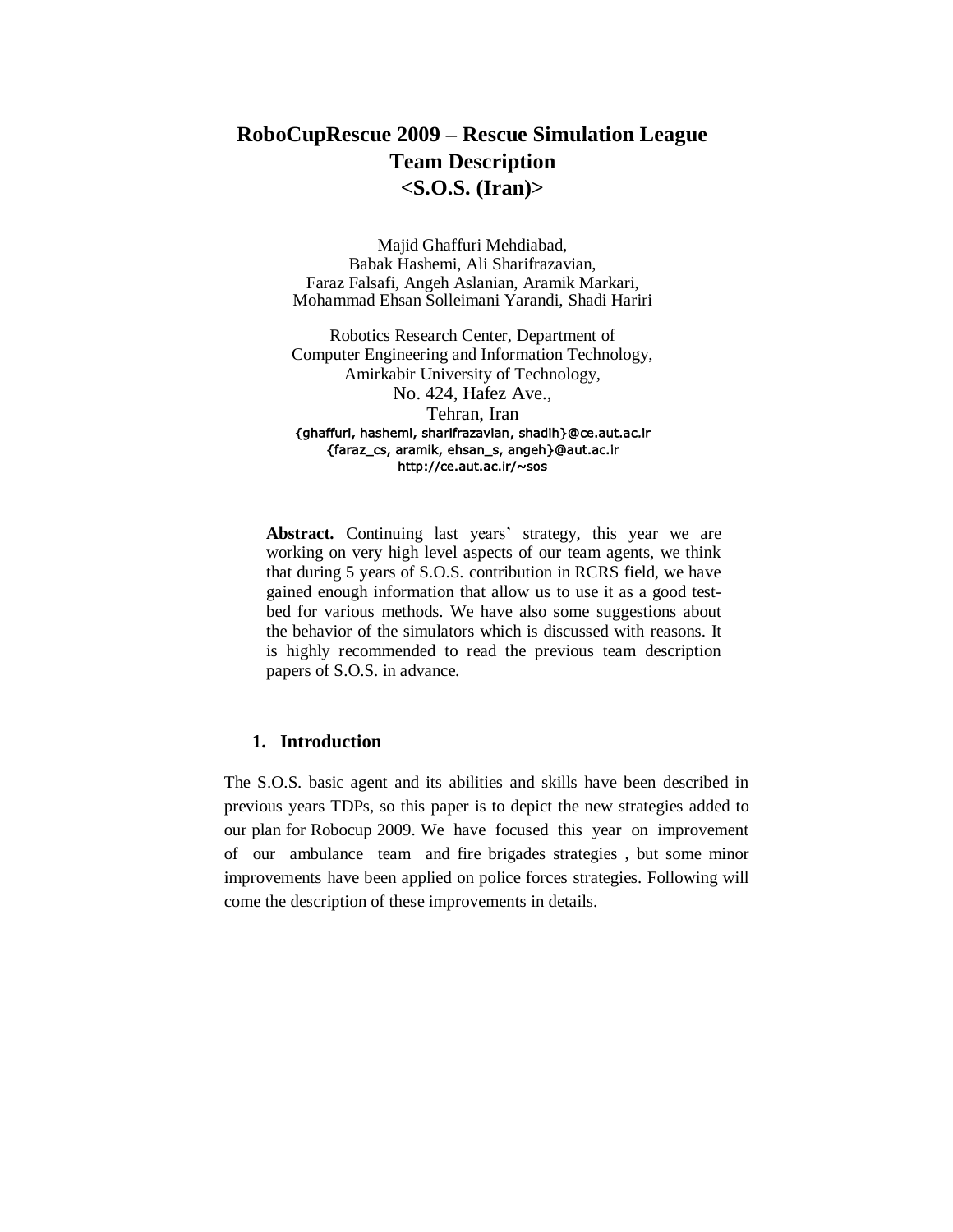# RoboCupRescue 2009 – Rescue Simulation League Team Description <S.O.S. (Iran)>

Majid Ghaffuri Mehdiabad,
Babak Hashemi, Ali Sharifrazavian,
Faraz Falsafi, Angeh Aslanian, Aramik Markari,
Mohammad Ehsan Solleimani Yarandi, Shadi Hariri

Robotics Research Center, Department of
Computer Engineering and Information Technology,
Amirkabir University of Technology,
No. 424, Hafez Ave.,
Tehran, Iran
{ghaffuri, hashemi, sharifrazavian, shadih}@ce.aut.ac.ir
{faraz_cs, aramik, ehsan_s, angeh}@aut.ac.ir
http://ce.aut.ac.ir/~sos

**Abstract.** Continuing last years' strategy, this year we are working on very high level aspects of our team agents, we think that during 5 years of S.O.S. contribution in RCRS field, we have gained enough information that allow us to use it as a good test-bed for various methods. We have also some suggestions about the behavior of the simulators which is discussed with reasons. It is highly recommended to read the previous team description papers of S.O.S. in advance.

## 1. Introduction

The S.O.S. basic agent and its abilities and skills have been described in previous years TDPs, so this paper is to depict the new strategies added to our plan for Robocup 2009. We have focused this year on improvement of our ambulance team and fire brigades strategies , but some minor improvements have been applied on police forces strategies. Following will come the description of these improvements in details.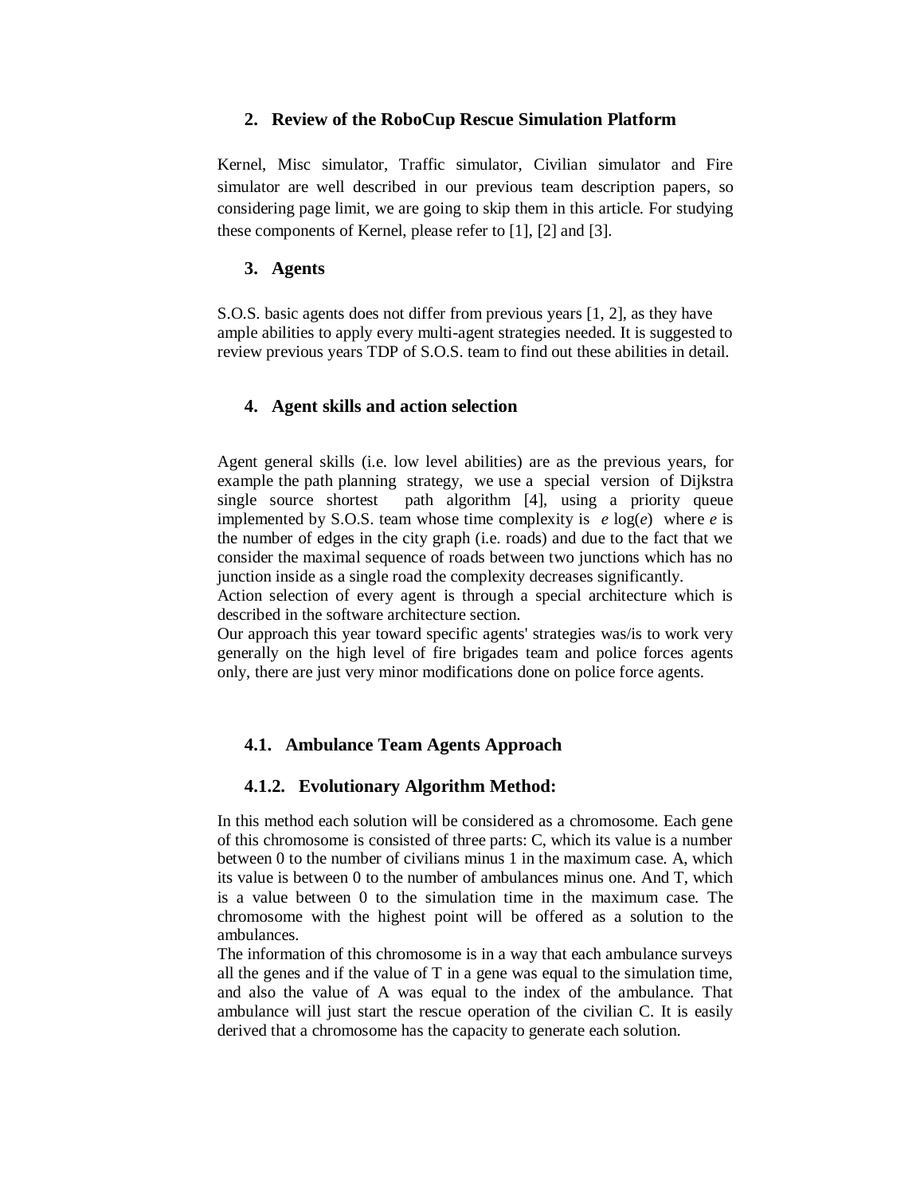## 2. Review of the RoboCup Rescue Simulation Platform

Kernel, Misc simulator, Traffic simulator, Civilian simulator and Fire simulator are well described in our previous team description papers, so considering page limit, we are going to skip them in this article. For studying these components of Kernel, please refer to [1], [2] and [3].

## 3. Agents

S.O.S. basic agents does not differ from previous years [1, 2], as they have ample abilities to apply every multi-agent strategies needed. It is suggested to review previous years TDP of S.O.S. team to find out these abilities in detail.

## 4. Agent skills and action selection

Agent general skills (i.e. low level abilities) are as the previous years, for example the path planning strategy, we use a special version of Dijkstra single source shortest path algorithm [4], using a priority queue implemented by S.O.S. team whose time complexity is $e \log(e)$ where $e$ is the number of edges in the city graph (i.e. roads) and due to the fact that we consider the maximal sequence of roads between two junctions which has no junction inside as a single road the complexity decreases significantly.

Action selection of every agent is through a special architecture which is described in the software architecture section.

Our approach this year toward specific agents' strategies was/is to work very generally on the high level of fire brigades team and police forces agents only, there are just very minor modifications done on police force agents.

### 4.1. Ambulance Team Agents Approach

#### 4.1.2. Evolutionary Algorithm Method:

In this method each solution will be considered as a chromosome. Each gene of this chromosome is consisted of three parts: C, which its value is a number between 0 to the number of civilians minus 1 in the maximum case. A, which its value is between 0 to the number of ambulances minus one. And T, which is a value between 0 to the simulation time in the maximum case. The chromosome with the highest point will be offered as a solution to the ambulances.

The information of this chromosome is in a way that each ambulance surveys all the genes and if the value of T in a gene was equal to the simulation time, and also the value of A was equal to the index of the ambulance. That ambulance will just start the rescue operation of the civilian C. It is easily derived that a chromosome has the capacity to generate each solution.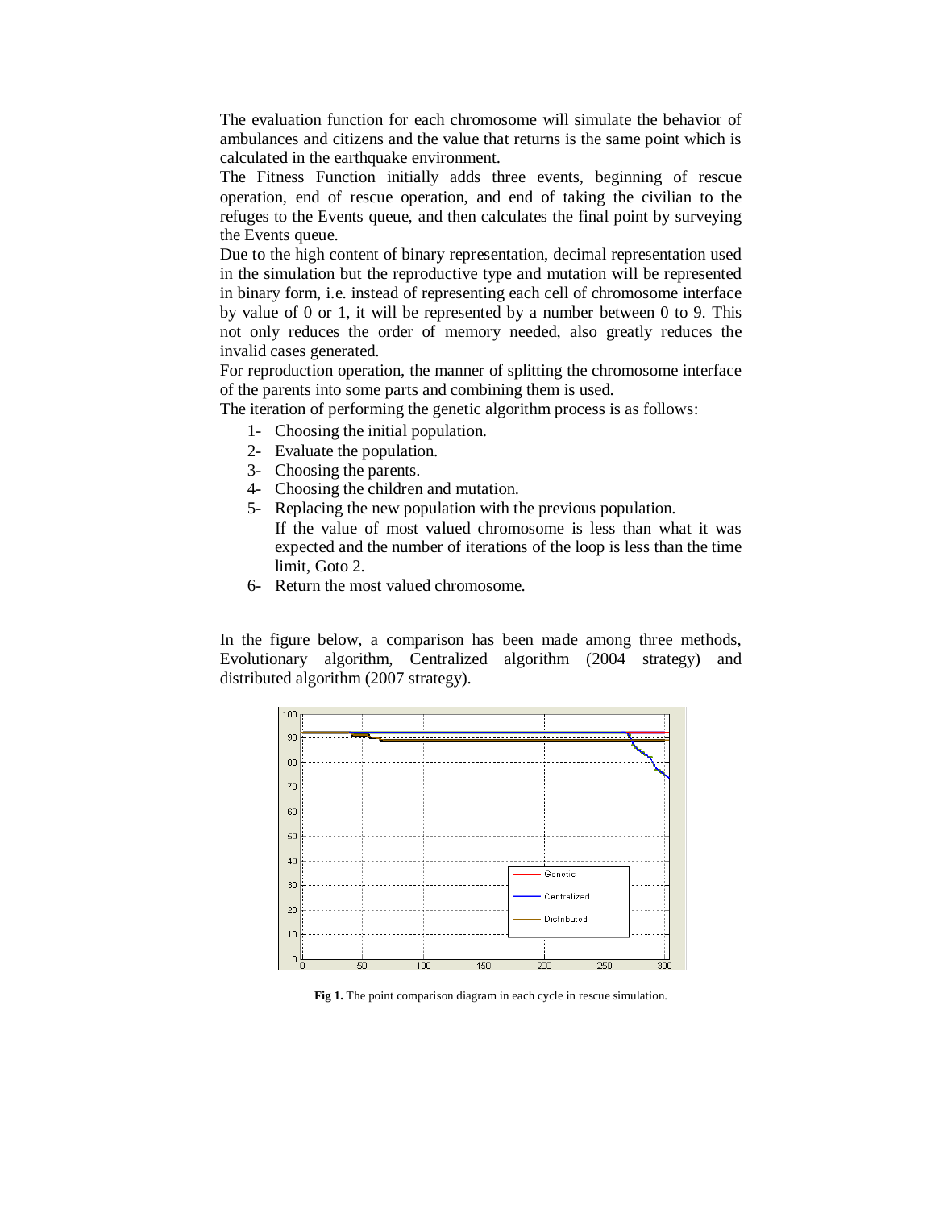The evaluation function for each chromosome will simulate the behavior of ambulances and citizens and the value that returns is the same point which is calculated in the earthquake environment.

The Fitness Function initially adds three events, beginning of rescue operation, end of rescue operation, and end of taking the civilian to the refuges to the Events queue, and then calculates the final point by surveying the Events queue.

Due to the high content of binary representation, decimal representation used in the simulation but the reproductive type and mutation will be represented in binary form, i.e. instead of representing each cell of chromosome interface by value of 0 or 1, it will be represented by a number between 0 to 9. This not only reduces the order of memory needed, also greatly reduces the invalid cases generated.

For reproduction operation, the manner of splitting the chromosome interface of the parents into some parts and combining them is used.

The iteration of performing the genetic algorithm process is as follows:

1- Choosing the initial population.
2- Evaluate the population.
3- Choosing the parents.
4- Choosing the children and mutation.
5- Replacing the new population with the previous population.
   If the value of most valued chromosome is less than what it was expected and the number of iterations of the loop is less than the time limit, Goto 2.
6- Return the most valued chromosome.

In the figure below, a comparison has been made among three methods, Evolutionary algorithm, Centralized algorithm (2004 strategy) and distributed algorithm (2007 strategy).

**Fig 1.** The point comparison diagram in each cycle in rescue simulation.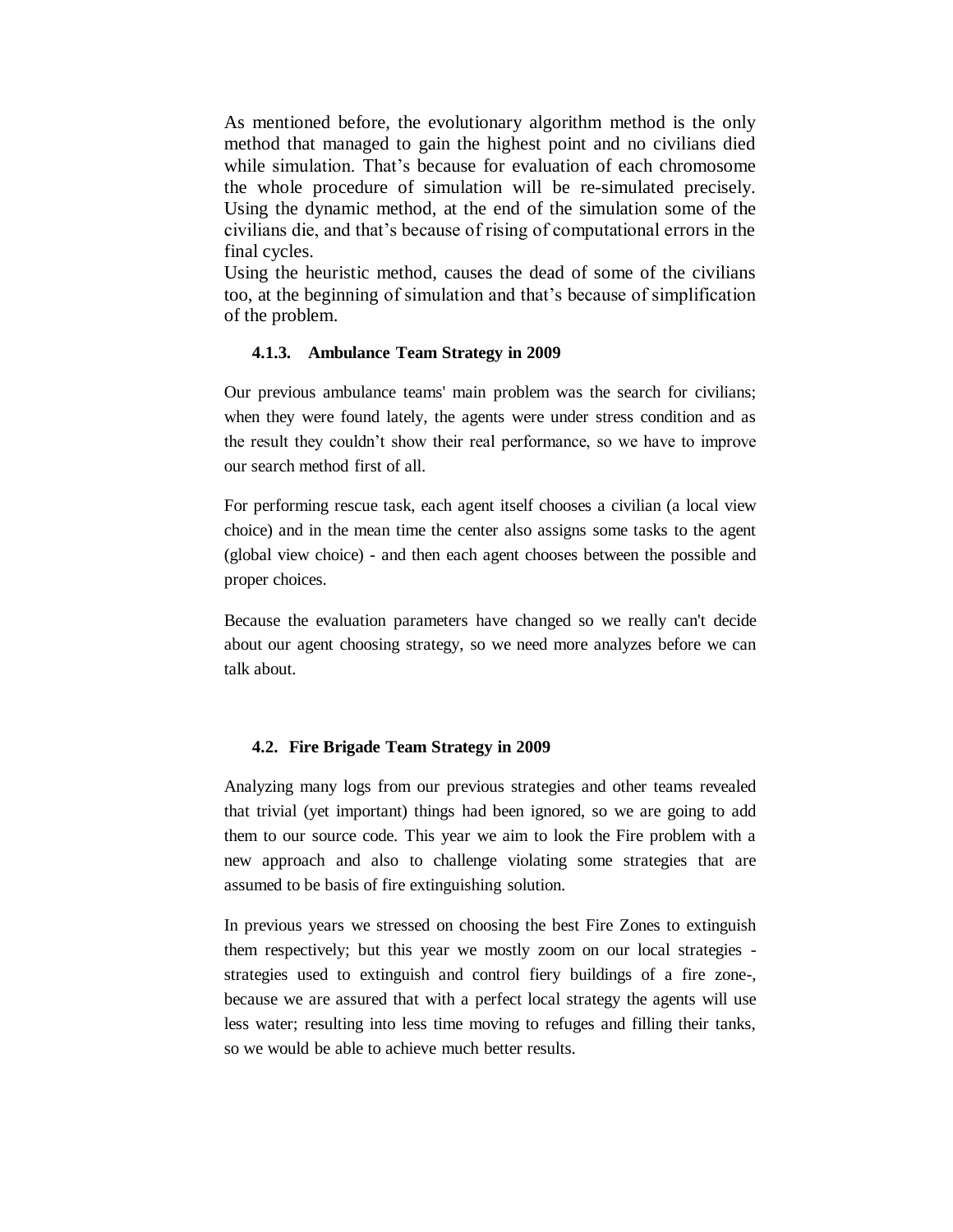As mentioned before, the evolutionary algorithm method is the only method that managed to gain the highest point and no civilians died while simulation. That's because for evaluation of each chromosome the whole procedure of simulation will be re-simulated precisely. Using the dynamic method, at the end of the simulation some of the civilians die, and that's because of rising of computational errors in the final cycles.

Using the heuristic method, causes the dead of some of the civilians too, at the beginning of simulation and that's because of simplification of the problem.

#### 4.1.3. Ambulance Team Strategy in 2009

Our previous ambulance teams' main problem was the search for civilians; when they were found lately, the agents were under stress condition and as the result they couldn't show their real performance, so we have to improve our search method first of all.

For performing rescue task, each agent itself chooses a civilian (a local view choice) and in the mean time the center also assigns some tasks to the agent (global view choice) - and then each agent chooses between the possible and proper choices.

Because the evaluation parameters have changed so we really can't decide about our agent choosing strategy, so we need more analyzes before we can talk about.

### 4.2. Fire Brigade Team Strategy in 2009

Analyzing many logs from our previous strategies and other teams revealed that trivial (yet important) things had been ignored, so we are going to add them to our source code. This year we aim to look the Fire problem with a new approach and also to challenge violating some strategies that are assumed to be basis of fire extinguishing solution.

In previous years we stressed on choosing the best Fire Zones to extinguish them respectively; but this year we mostly zoom on our local strategies - strategies used to extinguish and control fiery buildings of a fire zone-, because we are assured that with a perfect local strategy the agents will use less water; resulting into less time moving to refuges and filling their tanks, so we would be able to achieve much better results.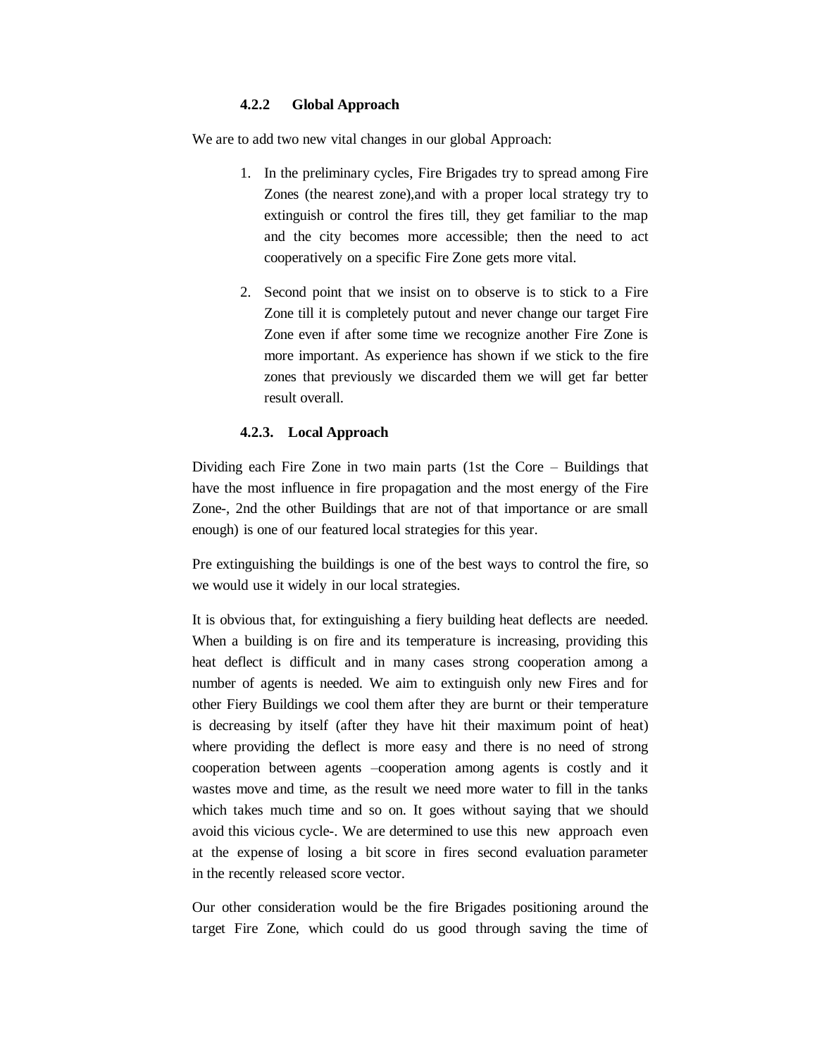### 4.2.2 Global Approach

We are to add two new vital changes in our global Approach:

1. In the preliminary cycles, Fire Brigades try to spread among Fire Zones (the nearest zone),and with a proper local strategy try to extinguish or control the fires till, they get familiar to the map and the city becomes more accessible; then the need to act cooperatively on a specific Fire Zone gets more vital.

2. Second point that we insist on to observe is to stick to a Fire Zone till it is completely putout and never change our target Fire Zone even if after some time we recognize another Fire Zone is more important. As experience has shown if we stick to the fire zones that previously we discarded them we will get far better result overall.

### 4.2.3. Local Approach

Dividing each Fire Zone in two main parts (1st the Core – Buildings that have the most influence in fire propagation and the most energy of the Fire Zone-, 2nd the other Buildings that are not of that importance or are small enough) is one of our featured local strategies for this year.

Pre extinguishing the buildings is one of the best ways to control the fire, so we would use it widely in our local strategies.

It is obvious that, for extinguishing a fiery building heat deflects are needed. When a building is on fire and its temperature is increasing, providing this heat deflect is difficult and in many cases strong cooperation among a number of agents is needed. We aim to extinguish only new Fires and for other Fiery Buildings we cool them after they are burnt or their temperature is decreasing by itself (after they have hit their maximum point of heat) where providing the deflect is more easy and there is no need of strong cooperation between agents –cooperation among agents is costly and it wastes move and time, as the result we need more water to fill in the tanks which takes much time and so on. It goes without saying that we should avoid this vicious cycle-. We are determined to use this new approach even at the expense of losing a bit score in fires second evaluation parameter in the recently released score vector.

Our other consideration would be the fire Brigades positioning around the target Fire Zone, which could do us good through saving the time of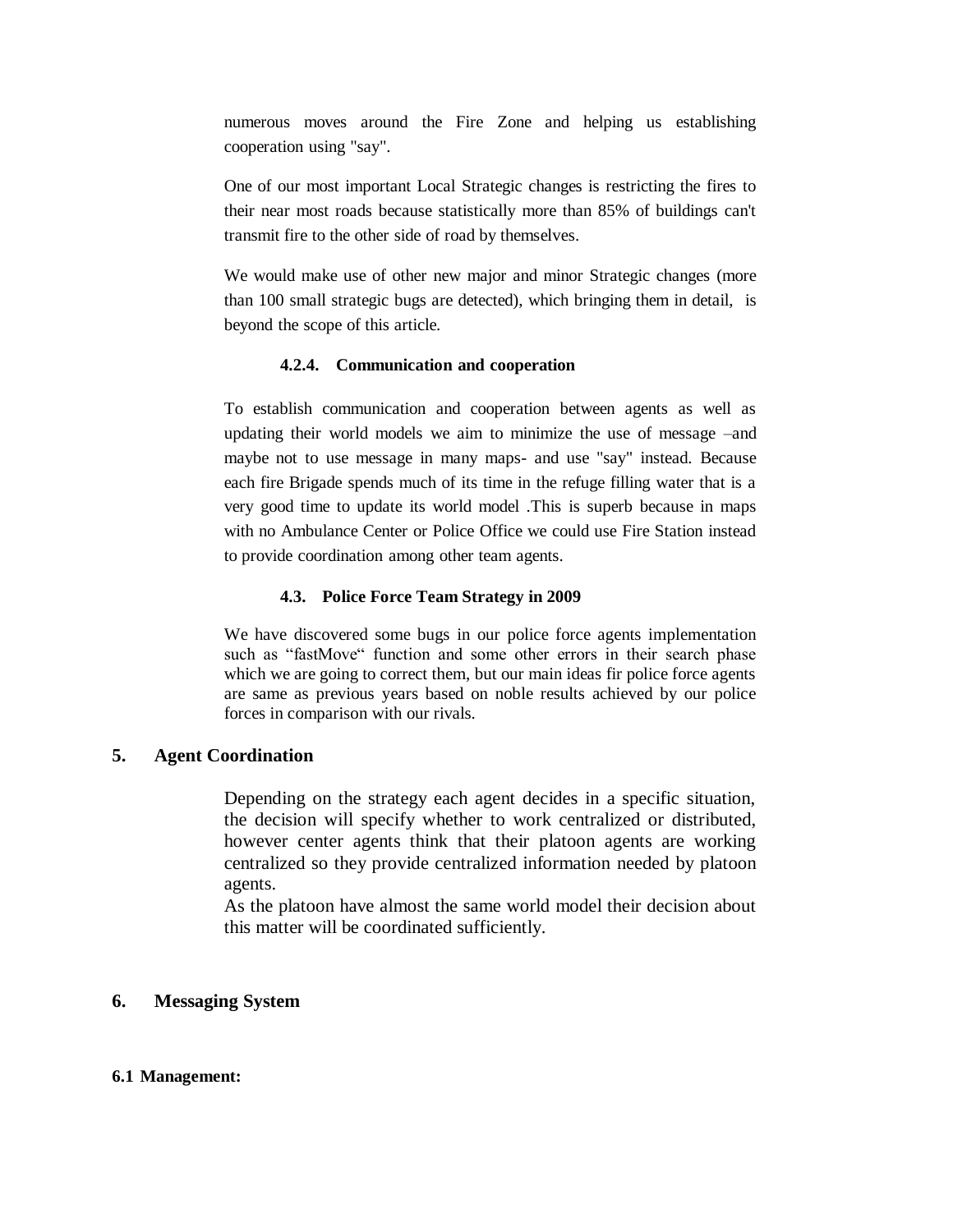numerous moves around the Fire Zone and helping us establishing cooperation using "say".

One of our most important Local Strategic changes is restricting the fires to their near most roads because statistically more than 85% of buildings can't transmit fire to the other side of road by themselves.

We would make use of other new major and minor Strategic changes (more than 100 small strategic bugs are detected), which bringing them in detail, is beyond the scope of this article.

#### 4.2.4. Communication and cooperation

To establish communication and cooperation between agents as well as updating their world models we aim to minimize the use of message –and maybe not to use message in many maps- and use "say" instead. Because each fire Brigade spends much of its time in the refuge filling water that is a very good time to update its world model .This is superb because in maps with no Ambulance Center or Police Office we could use Fire Station instead to provide coordination among other team agents.

### 4.3. Police Force Team Strategy in 2009

We have discovered some bugs in our police force agents implementation such as "fastMove" function and some other errors in their search phase which we are going to correct them, but our main ideas fir police force agents are same as previous years based on noble results achieved by our police forces in comparison with our rivals.

## 5. Agent Coordination

Depending on the strategy each agent decides in a specific situation, the decision will specify whether to work centralized or distributed, however center agents think that their platoon agents are working centralized so they provide centralized information needed by platoon agents.
As the platoon have almost the same world model their decision about this matter will be coordinated sufficiently.

## 6. Messaging System

### 6.1 Management: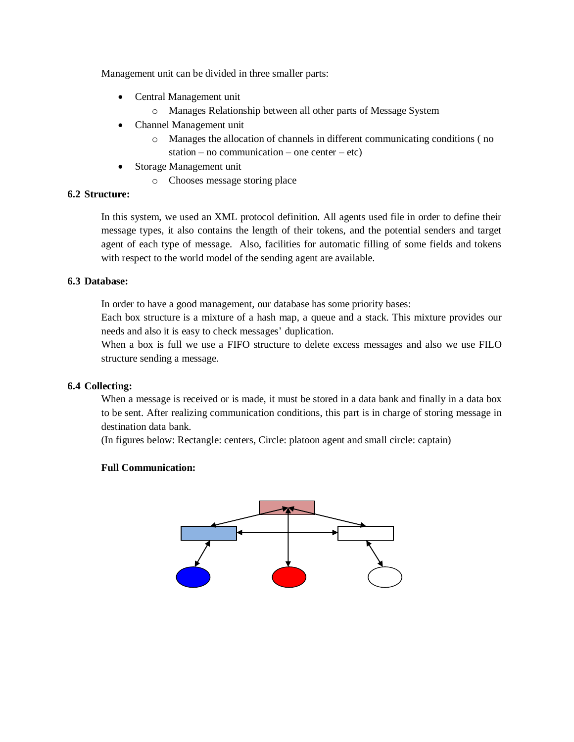Management unit can be divided in three smaller parts:

- Central Management unit
    - Manages Relationship between all other parts of Message System
- Channel Management unit
    - Manages the allocation of channels in different communicating conditions ( no station – no communication – one center – etc)
- Storage Management unit
    - Chooses message storing place

### 6.2 Structure:

In this system, we used an XML protocol definition. All agents used file in order to define their message types, it also contains the length of their tokens, and the potential senders and target agent of each type of message. Also, facilities for automatic filling of some fields and tokens with respect to the world model of the sending agent are available.

### 6.3 Database:

In order to have a good management, our database has some priority bases:
Each box structure is a mixture of a hash map, a queue and a stack. This mixture provides our needs and also it is easy to check messages' duplication.
When a box is full we use a FIFO structure to delete excess messages and also we use FILO structure sending a message.

### 6.4 Collecting:

When a message is received or is made, it must be stored in a data bank and finally in a data box to be sent. After realizing communication conditions, this part is in charge of storing message in destination data bank.
(In figures below: Rectangle: centers, Circle: platoon agent and small circle: captain)

**Full Communication:**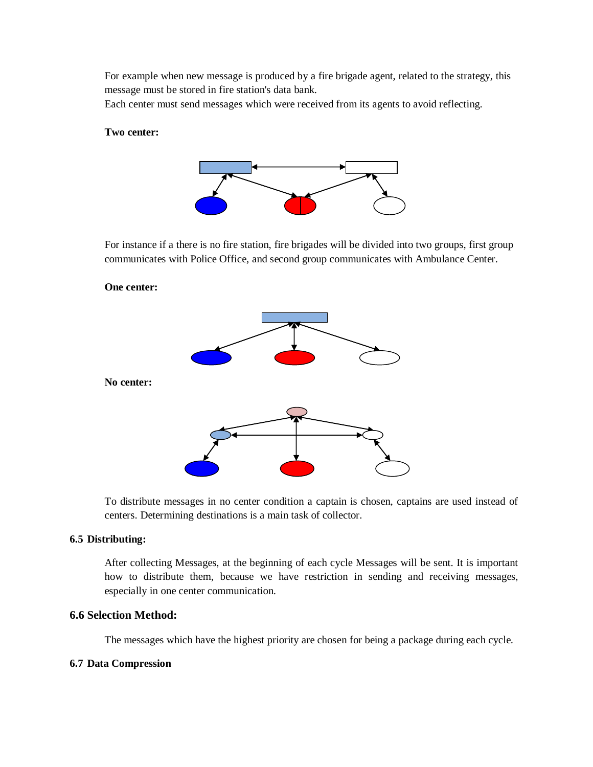For example when new message is produced by a fire brigade agent, related to the strategy, this message must be stored in fire station's data bank.
Each center must send messages which were received from its agents to avoid reflecting.

**Two center:**

For instance if a there is no fire station, fire brigades will be divided into two groups, first group communicates with Police Office, and second group communicates with Ambulance Center.

**One center:**

**No center:**

To distribute messages in no center condition a captain is chosen, captains are used instead of centers. Determining destinations is a main task of collector.

### 6.5 Distributing:

After collecting Messages, at the beginning of each cycle Messages will be sent. It is important how to distribute them, because we have restriction in sending and receiving messages, especially in one center communication.

### 6.6 Selection Method:

The messages which have the highest priority are chosen for being a package during each cycle.

### 6.7 Data Compression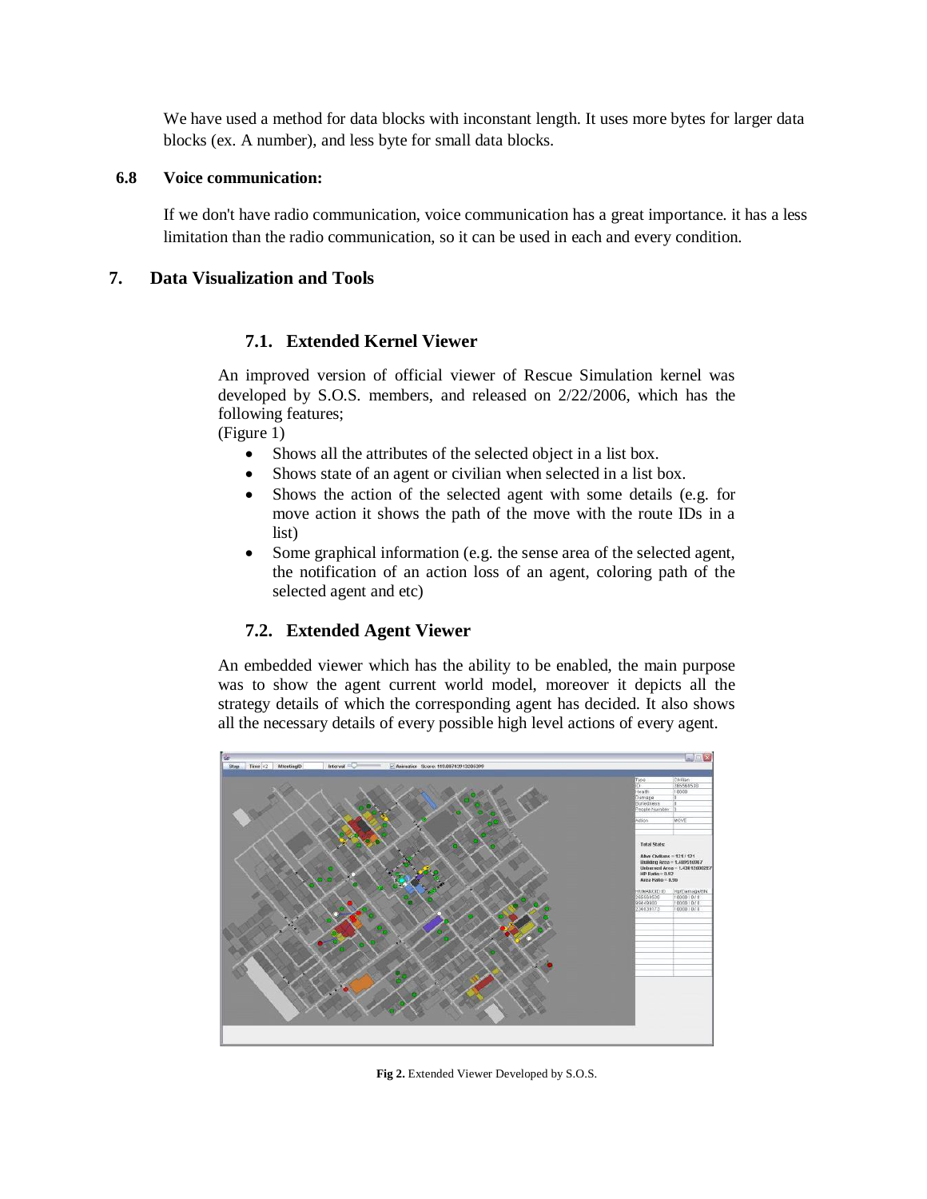We have used a method for data blocks with inconstant length. It uses more bytes for larger data blocks (ex. A number), and less byte for small data blocks.

### 6.8 Voice communication:

If we don't have radio communication, voice communication has a great importance. it has a less limitation than the radio communication, so it can be used in each and every condition.

## 7. Data Visualization and Tools

### 7.1. Extended Kernel Viewer

An improved version of official viewer of Rescue Simulation kernel was developed by S.O.S. members, and released on 2/22/2006, which has the following features;
(Figure 1)

- Shows all the attributes of the selected object in a list box.
- Shows state of an agent or civilian when selected in a list box.
- Shows the action of the selected agent with some details (e.g. for move action it shows the path of the move with the route IDs in a list)
- Some graphical information (e.g. the sense area of the selected agent, the notification of an action loss of an agent, coloring path of the selected agent and etc)

### 7.2. Extended Agent Viewer

An embedded viewer which has the ability to be enabled, the main purpose was to show the agent current world model, moreover it depicts all the strategy details of which the corresponding agent has decided. It also shows all the necessary details of every possible high level actions of every agent.

**Fig 2.** Extended Viewer Developed by S.O.S.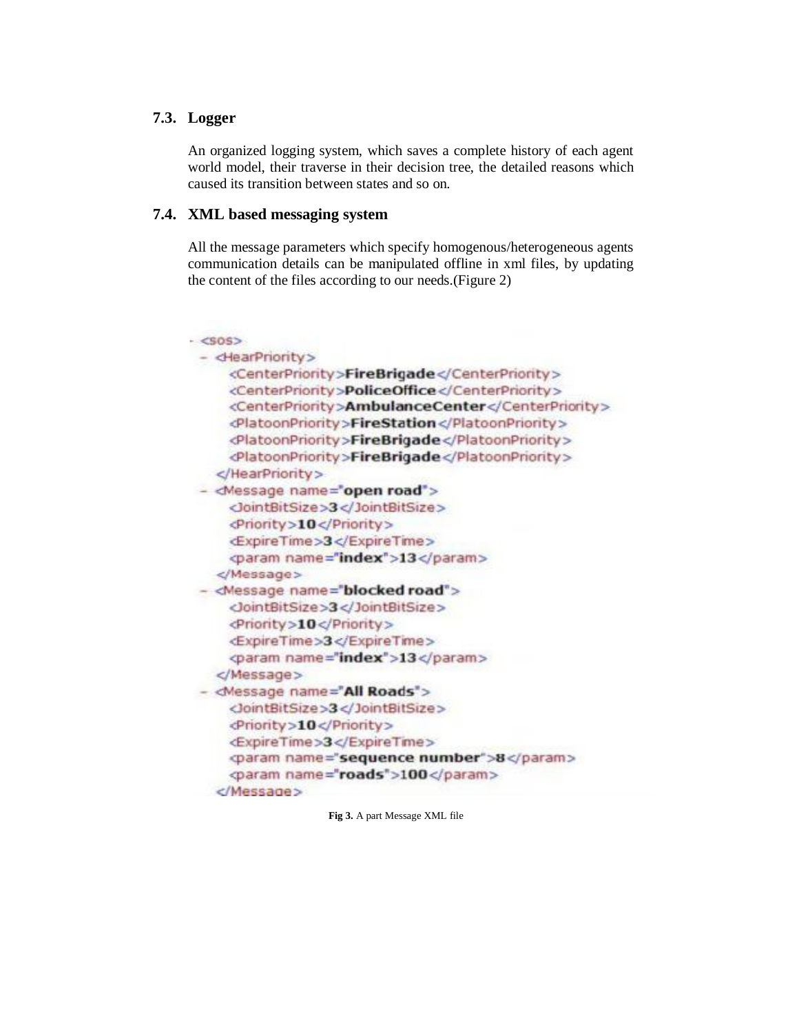### 7.3. Logger

An organized logging system, which saves a complete history of each agent world model, their traverse in their decision tree, the detailed reasons which caused its transition between states and so on.

### 7.4. XML based messaging system

All the message parameters which specify homogenous/heterogeneous agents communication details can be manipulated offline in xml files, by updating the content of the files according to our needs.(Figure 2)

```
- <sos>
  - <HearPriority>
      <CenterPriority>FireBrigade</CenterPriority>
      <CenterPriority>PoliceOffice</CenterPriority>
      <CenterPriority>AmbulanceCenter</CenterPriority>
      <PlatoonPriority>FireStation</PlatoonPriority>
      <PlatoonPriority>FireBrigade</PlatoonPriority>
      <PlatoonPriority>FireBrigade</PlatoonPriority>
    </HearPriority>
  - <Message name="open road">
      <JointBitSize>3</JointBitSize>
      <Priority>10</Priority>
      <ExpireTime>3</ExpireTime>
      <param name="index">13</param>
    </Message>
  - <Message name="blocked road">
      <JointBitSize>3</JointBitSize>
      <Priority>10</Priority>
      <ExpireTime>3</ExpireTime>
      <param name="index">13</param>
    </Message>
  - <Message name="All Roads">
      <JointBitSize>3</JointBitSize>
      <Priority>10</Priority>
      <ExpireTime>3</ExpireTime>
      <param name="sequence number">8</param>
      <param name="roads">100</param>
    </Message>
```

**Fig 3.** A part Message XML file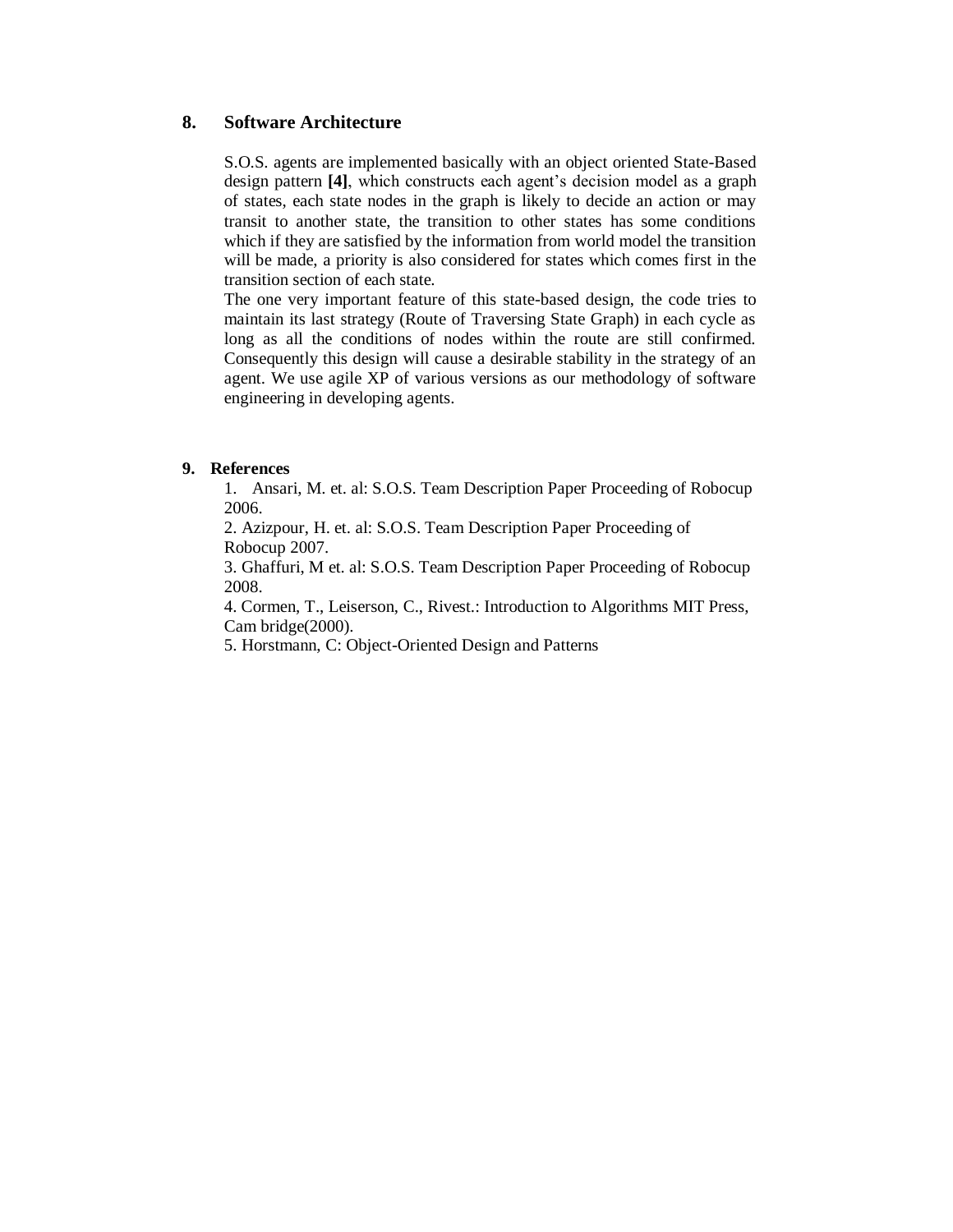## 8. Software Architecture

S.O.S. agents are implemented basically with an object oriented State-Based design pattern **[4]**, which constructs each agent's decision model as a graph of states, each state nodes in the graph is likely to decide an action or may transit to another state, the transition to other states has some conditions which if they are satisfied by the information from world model the transition will be made, a priority is also considered for states which comes first in the transition section of each state.

The one very important feature of this state-based design, the code tries to maintain its last strategy (Route of Traversing State Graph) in each cycle as long as all the conditions of nodes within the route are still confirmed. Consequently this design will cause a desirable stability in the strategy of an agent. We use agile XP of various versions as our methodology of software engineering in developing agents.

## 9. References

1. Ansari, M. et. al: S.O.S. Team Description Paper Proceeding of Robocup 2006.
2. Azizpour, H. et. al: S.O.S. Team Description Paper Proceeding of Robocup 2007.
3. Ghaffuri, M et. al: S.O.S. Team Description Paper Proceeding of Robocup 2008.
4. Cormen, T., Leiserson, C., Rivest.: Introduction to Algorithms MIT Press, Cam bridge(2000).
5. Horstmann, C: Object-Oriented Design and Patterns